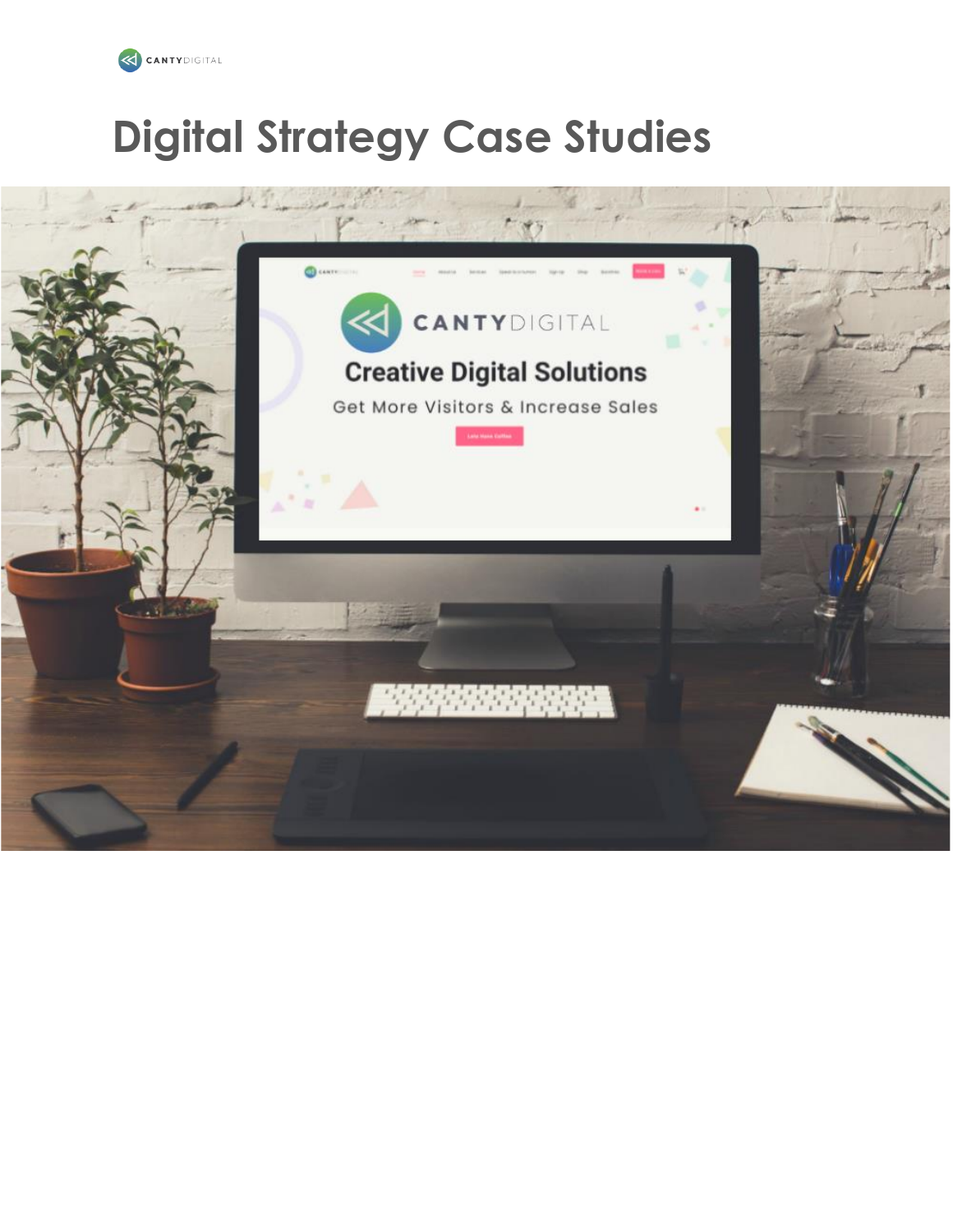# Digital Strategy Case Studies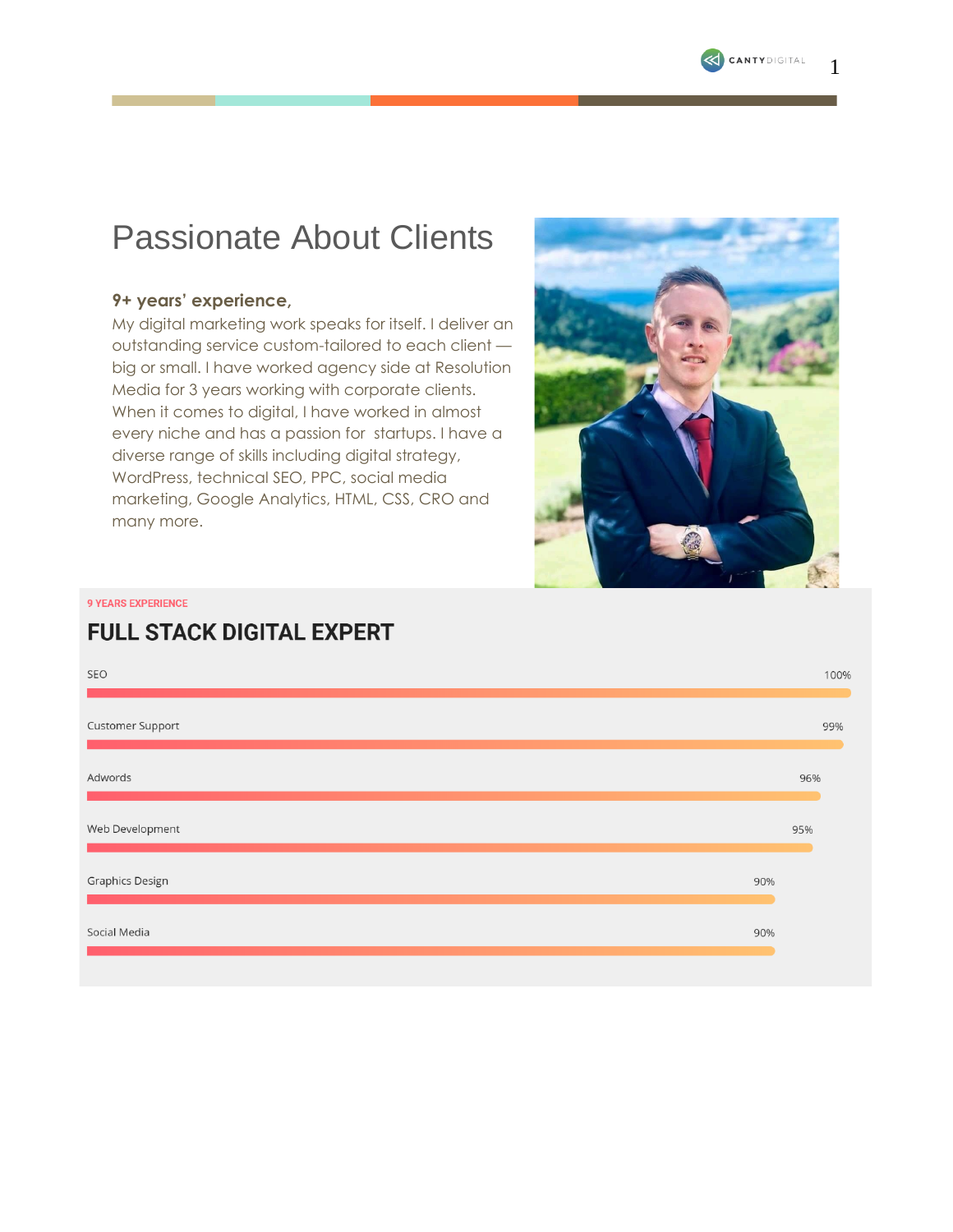# Passionate About Clients

**9+ years' experience,**

My digital marketing work speaks for itself. I deliver an outstanding service custom-tailored to each client — big or small. I have worked agency side at Resolution Media for 3 years working with corporate clients. When it comes to digital, I have worked in almost every niche and has a passion for startups. I have a diverse range of skills including digital strategy, WordPress, technical SEO, PPC, social media marketing, Google Analytics, HTML, CSS, CRO and many more.

9 YEARS EXPERIENCE

## FULL STACK DIGITAL EXPERT

| Skill | Level |
| --- | --- |
| SEO | 100% |
| Customer Support | 99% |
| Adwords | 96% |
| Web Development | 95% |
| Graphics Design | 90% |
| Social Media | 90% |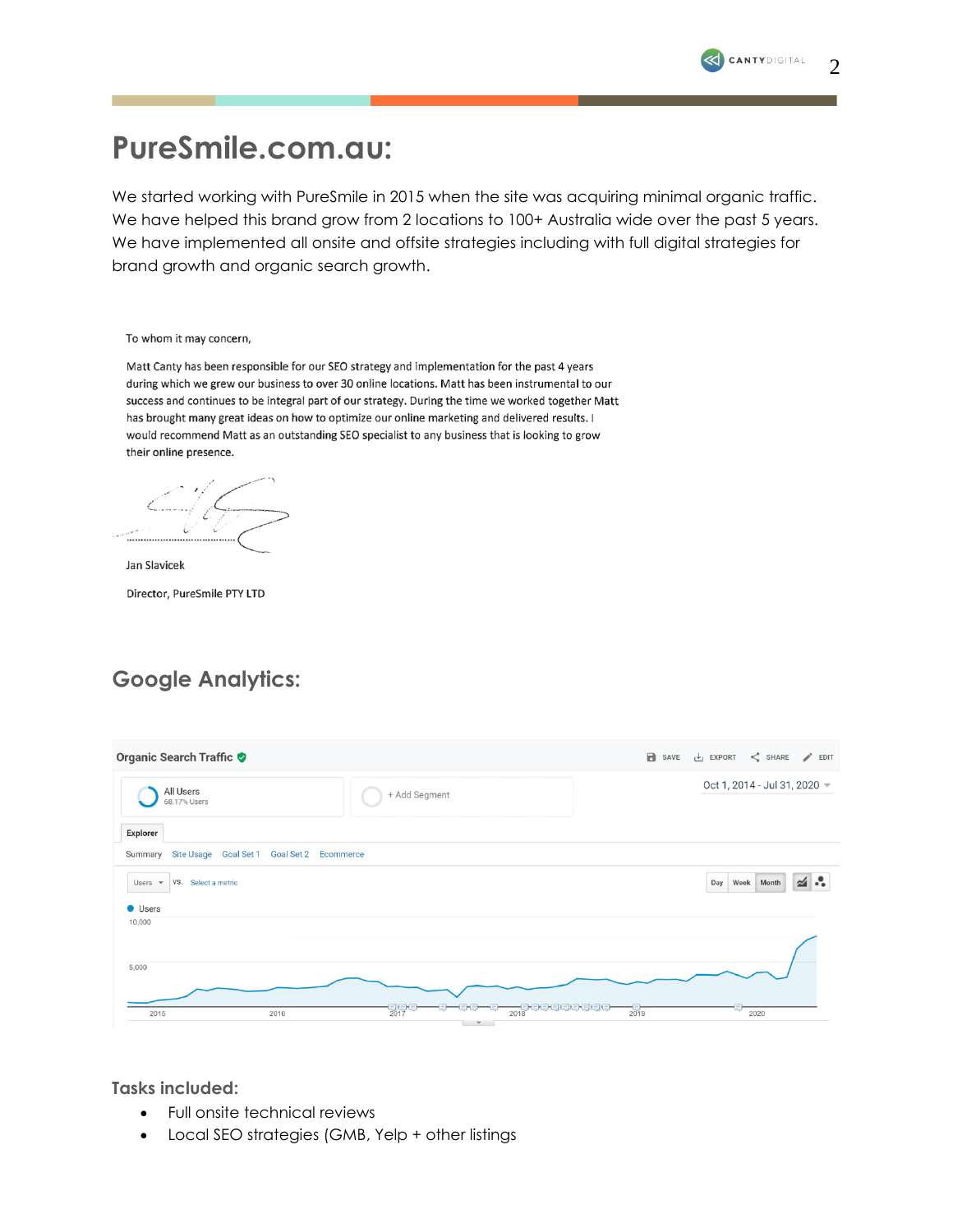# PureSmile.com.au:

We started working with PureSmile in 2015 when the site was acquiring minimal organic traffic. We have helped this brand grow from 2 locations to 100+ Australia wide over the past 5 years. We have implemented all onsite and offsite strategies including with full digital strategies for brand growth and organic search growth.

To whom it may concern,

Matt Canty has been responsible for our SEO strategy and implementation for the past 4 years during which we grew our business to over 30 online locations. Matt has been instrumental to our success and continues to be integral part of our strategy. During the time we worked together Matt has brought many great ideas on how to optimize our online marketing and delivered results. I would recommend Matt as an outstanding SEO specialist to any business that is looking to grow their online presence.

Jan Slavicek

Director, PureSmile PTY LTD

## Google Analytics:

Organic Search Traffic

All Users
68.17% Users

+ Add Segment

Oct 1, 2014 - Jul 31, 2020

Explorer

Summary | Site Usage | Goal Set 1 | Goal Set 2 | Ecommerce

Users vs. Select a metric

Day | Week | Month

Users

10,000

5,000

2015 | 2016 | 2017 | 2018 | 2019 | 2020

### Tasks included:

- Full onsite technical reviews
- Local SEO strategies (GMB, Yelp + other listings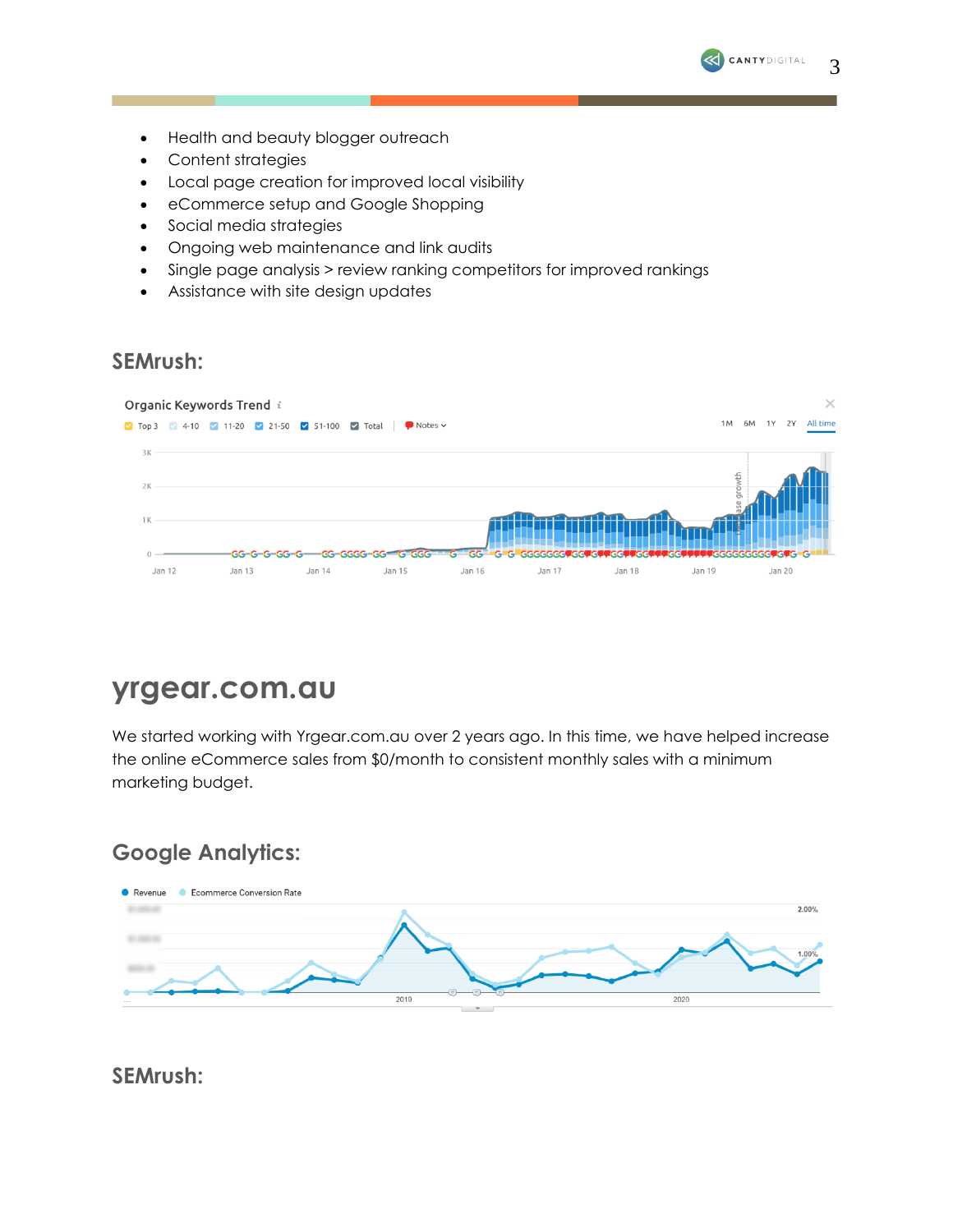- Health and beauty blogger outreach
- Content strategies
- Local page creation for improved local visibility
- eCommerce setup and Google Shopping
- Social media strategies
- Ongoing web maintenance and link audits
- Single page analysis > review ranking competitors for improved rankings
- Assistance with site design updates

## SEMrush:

# yrgear.com.au

We started working with Yrgear.com.au over 2 years ago. In this time, we have helped increase the online eCommerce sales from $0/month to consistent monthly sales with a minimum marketing budget.

## Google Analytics:

## SEMrush: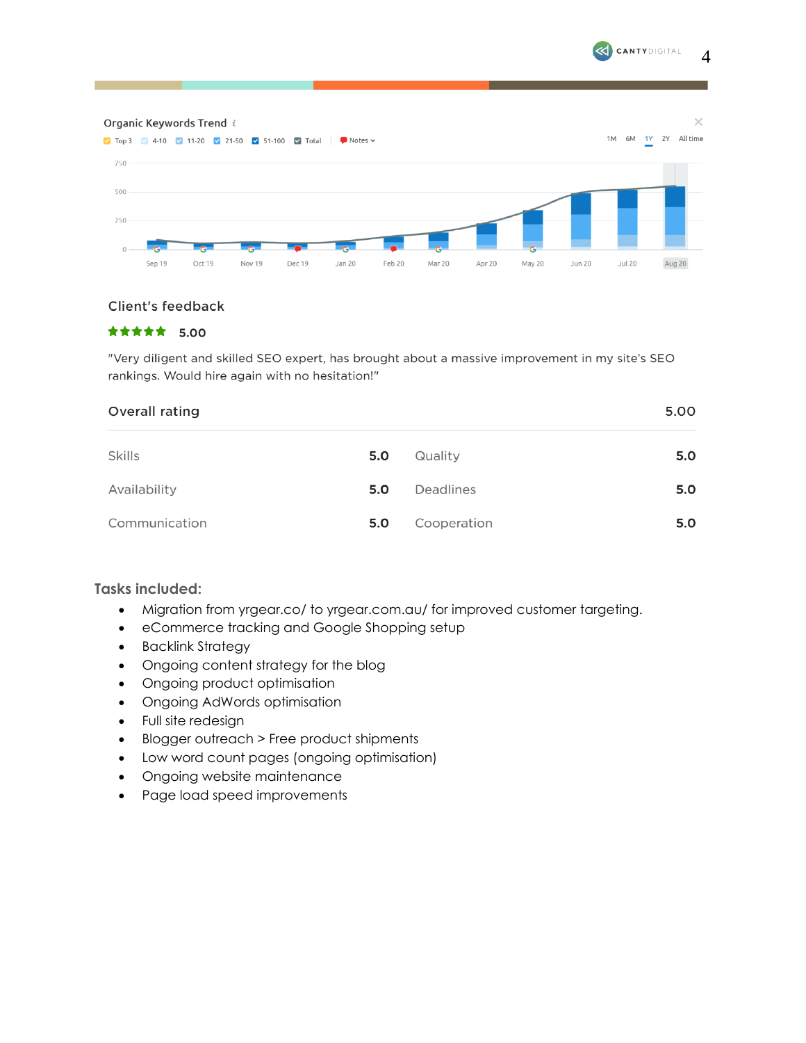Organic Keywords Trend

Top 3 | 4-10 | 11-20 | 21-50 | 51-100 | Total | Notes

1M 6M 1Y 2Y All time

750
500
250
0

Sep 19 Oct 19 Nov 19 Dec 19 Jan 20 Feb 20 Mar 20 Apr 20 May 20 Jun 20 Jul 20 Aug 20

## Client's feedback

★★★★★ 5.00

"Very diligent and skilled SEO expert, has brought about a massive improvement in my site's SEO rankings. Would hire again with no hesitation!"

| Overall rating | | | 5.00 |
|---|---|---|---|
| Skills | 5.0 | Quality | 5.0 |
| Availability | 5.0 | Deadlines | 5.0 |
| Communication | 5.0 | Cooperation | 5.0 |

## Tasks included:

- Migration from yrgear.co/ to yrgear.com.au/ for improved customer targeting.
- eCommerce tracking and Google Shopping setup
- Backlink Strategy
- Ongoing content strategy for the blog
- Ongoing product optimisation
- Ongoing AdWords optimisation
- Full site redesign
- Blogger outreach > Free product shipments
- Low word count pages (ongoing optimisation)
- Ongoing website maintenance
- Page load speed improvements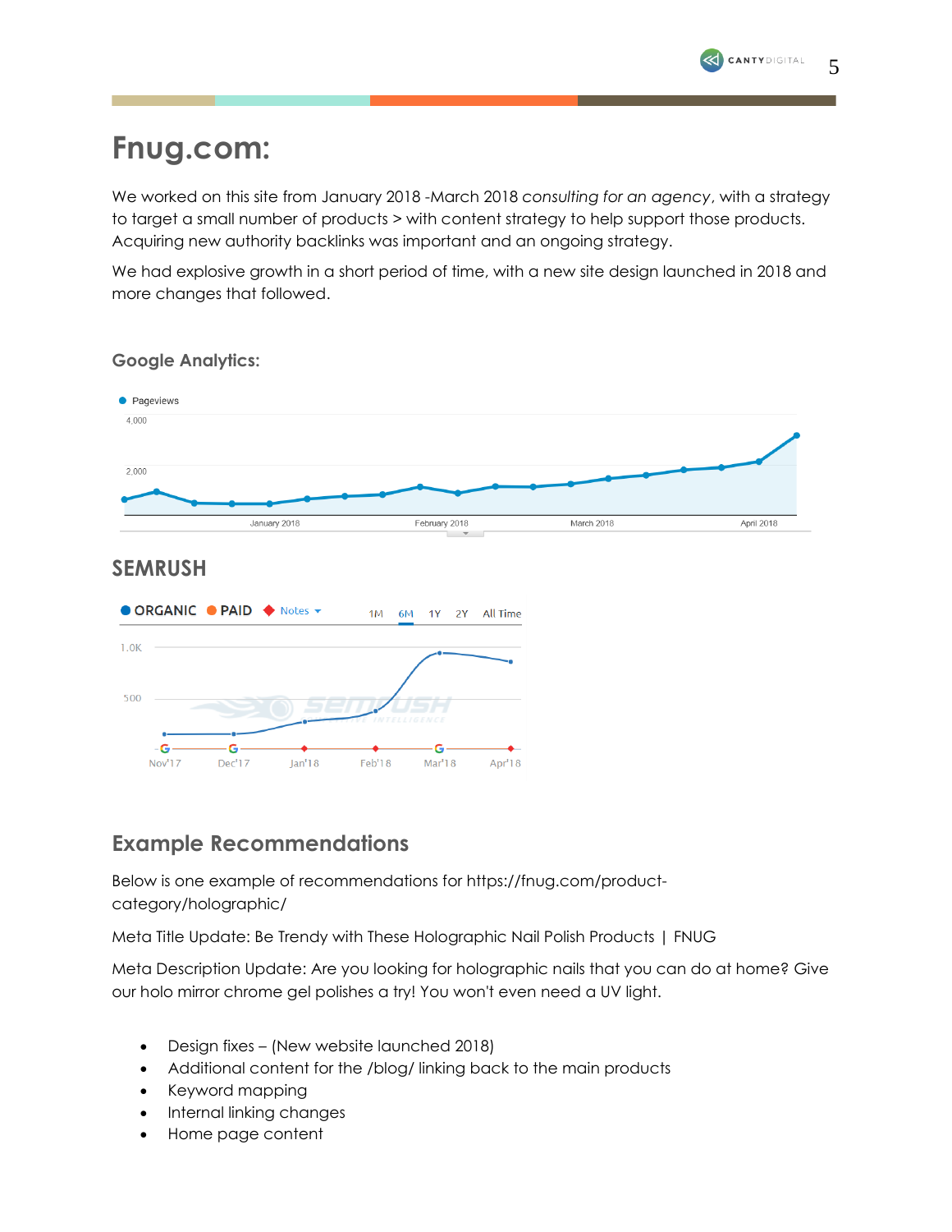# Fnug.com:

We worked on this site from January 2018 -March 2018 *consulting for an agency*, with a strategy to target a small number of products > with content strategy to help support those products. Acquiring new authority backlinks was important and an ongoing strategy.

We had explosive growth in a short period of time, with a new site design launched in 2018 and more changes that followed.

### Google Analytics:

### SEMRUSH

## Example Recommendations

Below is one example of recommendations for https://fnug.com/product-category/holographic/

Meta Title Update: Be Trendy with These Holographic Nail Polish Products | FNUG

Meta Description Update: Are you looking for holographic nails that you can do at home? Give our holo mirror chrome gel polishes a try! You won't even need a UV light.

- Design fixes – (New website launched 2018)
- Additional content for the /blog/ linking back to the main products
- Keyword mapping
- Internal linking changes
- Home page content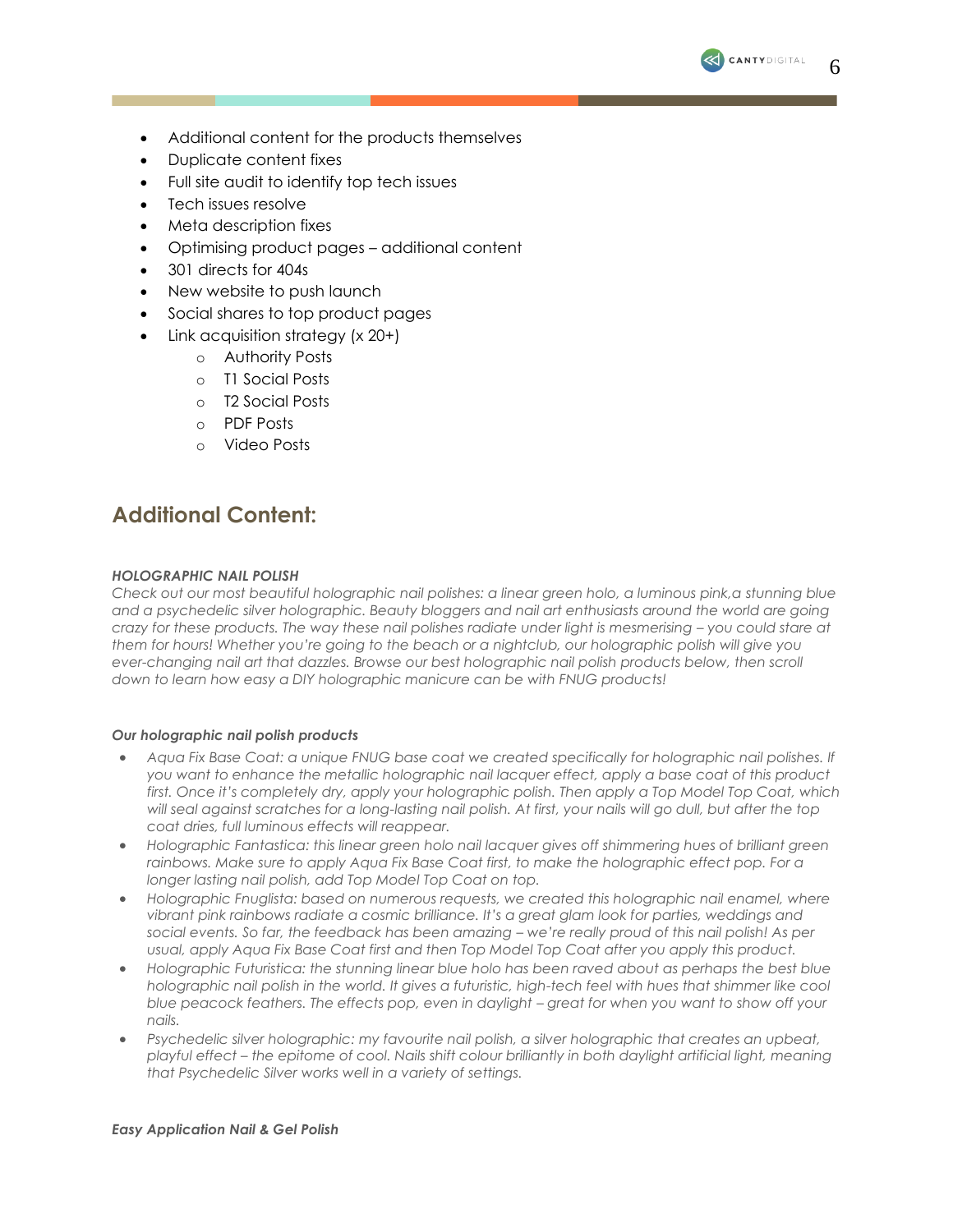- Additional content for the products themselves
- Duplicate content fixes
- Full site audit to identify top tech issues
- Tech issues resolve
- Meta description fixes
- Optimising product pages – additional content
- 301 directs for 404s
- New website to push launch
- Social shares to top product pages
- Link acquisition strategy (x 20+)
    - Authority Posts
    - T1 Social Posts
    - T2 Social Posts
    - PDF Posts
    - Video Posts

## Additional Content:

***HOLOGRAPHIC NAIL POLISH***

*Check out our most beautiful holographic nail polishes: a linear green holo, a luminous pink,a stunning blue and a psychedelic silver holographic. Beauty bloggers and nail art enthusiasts around the world are going crazy for these products. The way these nail polishes radiate under light is mesmerising – you could stare at them for hours! Whether you're going to the beach or a nightclub, our holographic polish will give you ever-changing nail art that dazzles. Browse our best holographic nail polish products below, then scroll down to learn how easy a DIY holographic manicure can be with FNUG products!*

***Our holographic nail polish products***

- *Aqua Fix Base Coat: a unique FNUG base coat we created specifically for holographic nail polishes. If you want to enhance the metallic holographic nail lacquer effect, apply a base coat of this product first. Once it's completely dry, apply your holographic polish. Then apply a Top Model Top Coat, which will seal against scratches for a long-lasting nail polish. At first, your nails will go dull, but after the top coat dries, full luminous effects will reappear.*
- *Holographic Fantastica: this linear green holo nail lacquer gives off shimmering hues of brilliant green rainbows. Make sure to apply Aqua Fix Base Coat first, to make the holographic effect pop. For a longer lasting nail polish, add Top Model Top Coat on top.*
- *Holographic Fnuglista: based on numerous requests, we created this holographic nail enamel, where vibrant pink rainbows radiate a cosmic brilliance. It's a great glam look for parties, weddings and social events. So far, the feedback has been amazing – we're really proud of this nail polish! As per usual, apply Aqua Fix Base Coat first and then Top Model Top Coat after you apply this product.*
- *Holographic Futuristica: the stunning linear blue holo has been raved about as perhaps the best blue holographic nail polish in the world. It gives a futuristic, high-tech feel with hues that shimmer like cool blue peacock feathers. The effects pop, even in daylight – great for when you want to show off your nails.*
- *Psychedelic silver holographic: my favourite nail polish, a silver holographic that creates an upbeat, playful effect – the epitome of cool. Nails shift colour brilliantly in both daylight artificial light, meaning that Psychedelic Silver works well in a variety of settings.*

***Easy Application Nail & Gel Polish***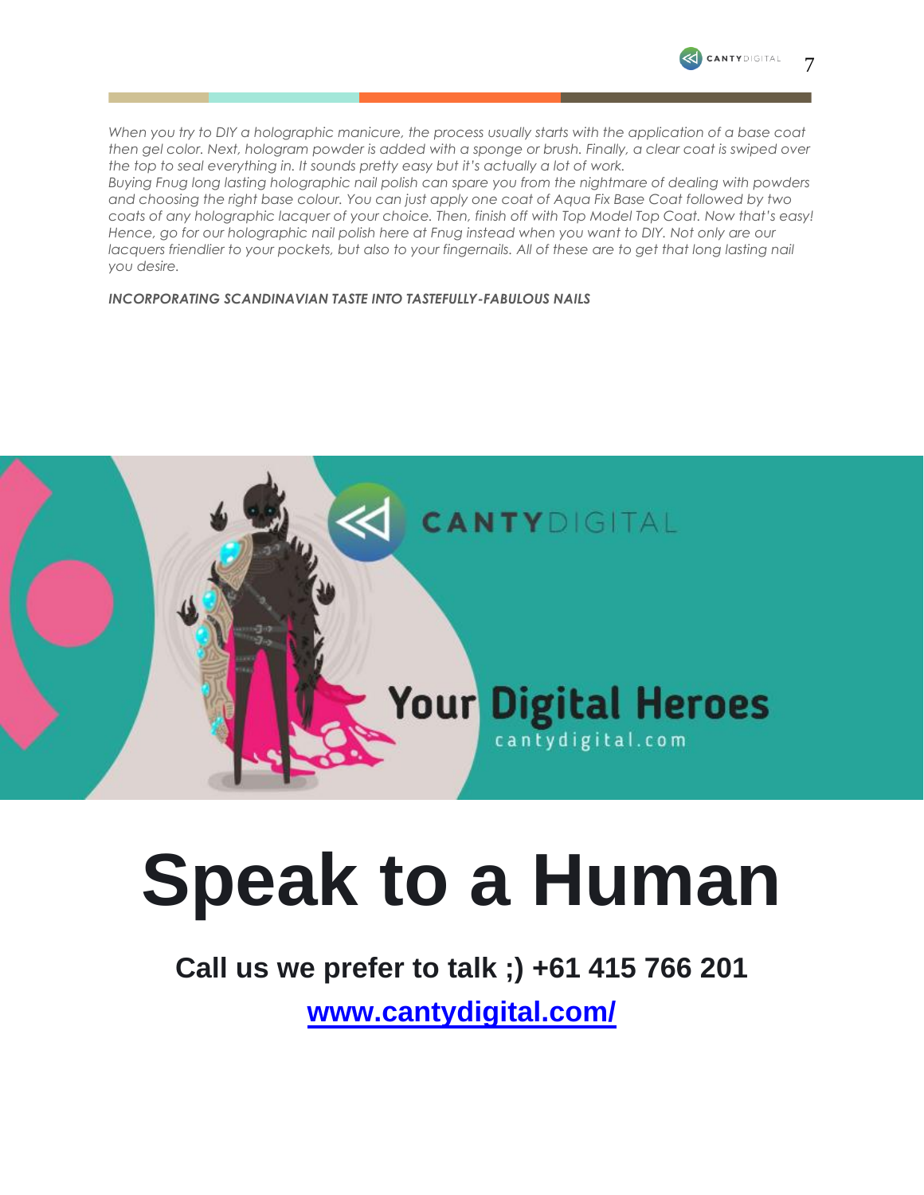*When you try to DIY a holographic manicure, the process usually starts with the application of a base coat then gel color. Next, hologram powder is added with a sponge or brush. Finally, a clear coat is swiped over the top to seal everything in. It sounds pretty easy but it's actually a lot of work.*
*Buying Fnug long lasting holographic nail polish can spare you from the nightmare of dealing with powders and choosing the right base colour. You can just apply one coat of Aqua Fix Base Coat followed by two coats of any holographic lacquer of your choice. Then, finish off with Top Model Top Coat. Now that's easy! Hence, go for our holographic nail polish here at Fnug instead when you want to DIY. Not only are our lacquers friendlier to your pockets, but also to your fingernails. All of these are to get that long lasting nail you desire.*

***INCORPORATING SCANDINAVIAN TASTE INTO TASTEFULLY-FABULOUS NAILS***

CANTYDIGITAL

Your Digital Heroes

cantydigital.com

# Speak to a Human

**Call us we prefer to talk ;) +61 415 766 201**

**[www.cantydigital.com/](www.cantydigital.com/)**